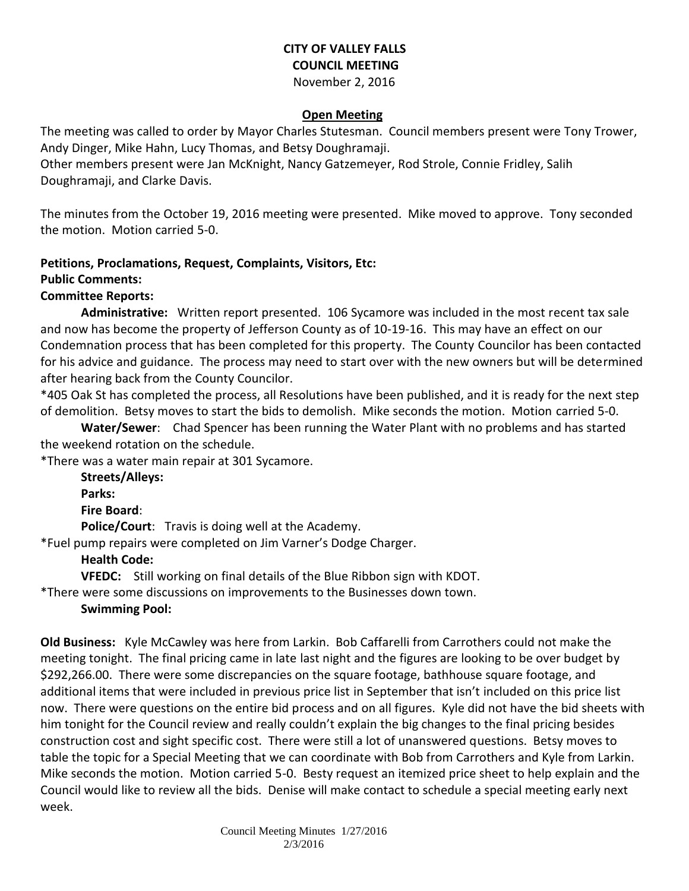**CITY OF VALLEY FALLS**
**COUNCIL MEETING**
November 2, 2016

**Open Meeting**

The meeting was called to order by Mayor Charles Stutesman. Council members present were Tony Trower, Andy Dinger, Mike Hahn, Lucy Thomas, and Betsy Doughramaji.
Other members present were Jan McKnight, Nancy Gatzemeyer, Rod Strole, Connie Fridley, Salih Doughramaji, and Clarke Davis.

The minutes from the October 19, 2016 meeting were presented. Mike moved to approve. Tony seconded the motion. Motion carried 5-0.

**Petitions, Proclamations, Request, Complaints, Visitors, Etc:**
**Public Comments:**
**Committee Reports:**

**Administrative:** Written report presented. 106 Sycamore was included in the most recent tax sale and now has become the property of Jefferson County as of 10-19-16. This may have an effect on our Condemnation process that has been completed for this property. The County Councilor has been contacted for his advice and guidance. The process may need to start over with the new owners but will be determined after hearing back from the County Councilor.

*405 Oak St has completed the process, all Resolutions have been published, and it is ready for the next step of demolition. Betsy moves to start the bids to demolish. Mike seconds the motion. Motion carried 5-0.

**Water/Sewer**: Chad Spencer has been running the Water Plant with no problems and has started the weekend rotation on the schedule.

*There was a water main repair at 301 Sycamore.

**Streets/Alleys:**

**Parks:**

**Fire Board**:

**Police/Court**: Travis is doing well at the Academy.

*Fuel pump repairs were completed on Jim Varner's Dodge Charger.

**Health Code:**

**VFEDC:** Still working on final details of the Blue Ribbon sign with KDOT.

*There were some discussions on improvements to the Businesses down town.

**Swimming Pool:**

**Old Business:** Kyle McCawley was here from Larkin. Bob Caffarelli from Carrothers could not make the meeting tonight. The final pricing came in late last night and the figures are looking to be over budget by $292,266.00. There were some discrepancies on the square footage, bathhouse square footage, and additional items that were included in previous price list in September that isn't included on this price list now. There were questions on the entire bid process and on all figures. Kyle did not have the bid sheets with him tonight for the Council review and really couldn't explain the big changes to the final pricing besides construction cost and sight specific cost. There were still a lot of unanswered questions. Betsy moves to table the topic for a Special Meeting that we can coordinate with Bob from Carrothers and Kyle from Larkin. Mike seconds the motion. Motion carried 5-0. Besty request an itemized price sheet to help explain and the Council would like to review all the bids. Denise will make contact to schedule a special meeting early next week.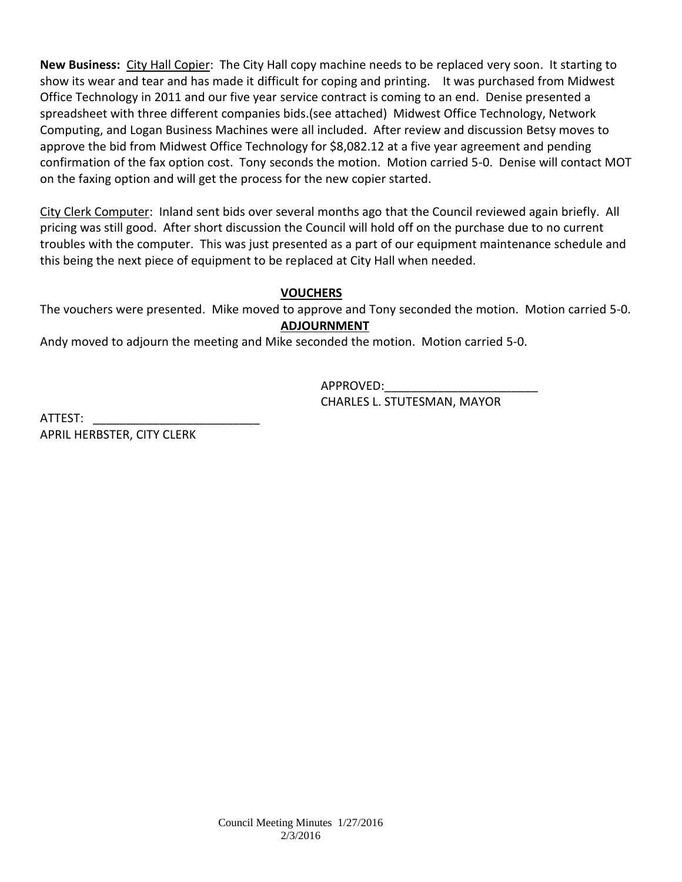**New Business:** City Hall Copier: The City Hall copy machine needs to be replaced very soon. It starting to show its wear and tear and has made it difficult for coping and printing. It was purchased from Midwest Office Technology in 2011 and our five year service contract is coming to an end. Denise presented a spreadsheet with three different companies bids.(see attached) Midwest Office Technology, Network Computing, and Logan Business Machines were all included. After review and discussion Betsy moves to approve the bid from Midwest Office Technology for $8,082.12 at a five year agreement and pending confirmation of the fax option cost. Tony seconds the motion. Motion carried 5-0. Denise will contact MOT on the faxing option and will get the process for the new copier started.

City Clerk Computer: Inland sent bids over several months ago that the Council reviewed again briefly. All pricing was still good. After short discussion the Council will hold off on the purchase due to no current troubles with the computer. This was just presented as a part of our equipment maintenance schedule and this being the next piece of equipment to be replaced at City Hall when needed.

## VOUCHERS

The vouchers were presented. Mike moved to approve and Tony seconded the motion. Motion carried 5-0.

## ADJOURNMENT

Andy moved to adjourn the meeting and Mike seconded the motion. Motion carried 5-0.

APPROVED:_______________________
CHARLES L. STUTESMAN, MAYOR

ATTEST: _________________________
APRIL HERBSTER, CITY CLERK

Council Meeting Minutes 1/27/2016
2/3/2016